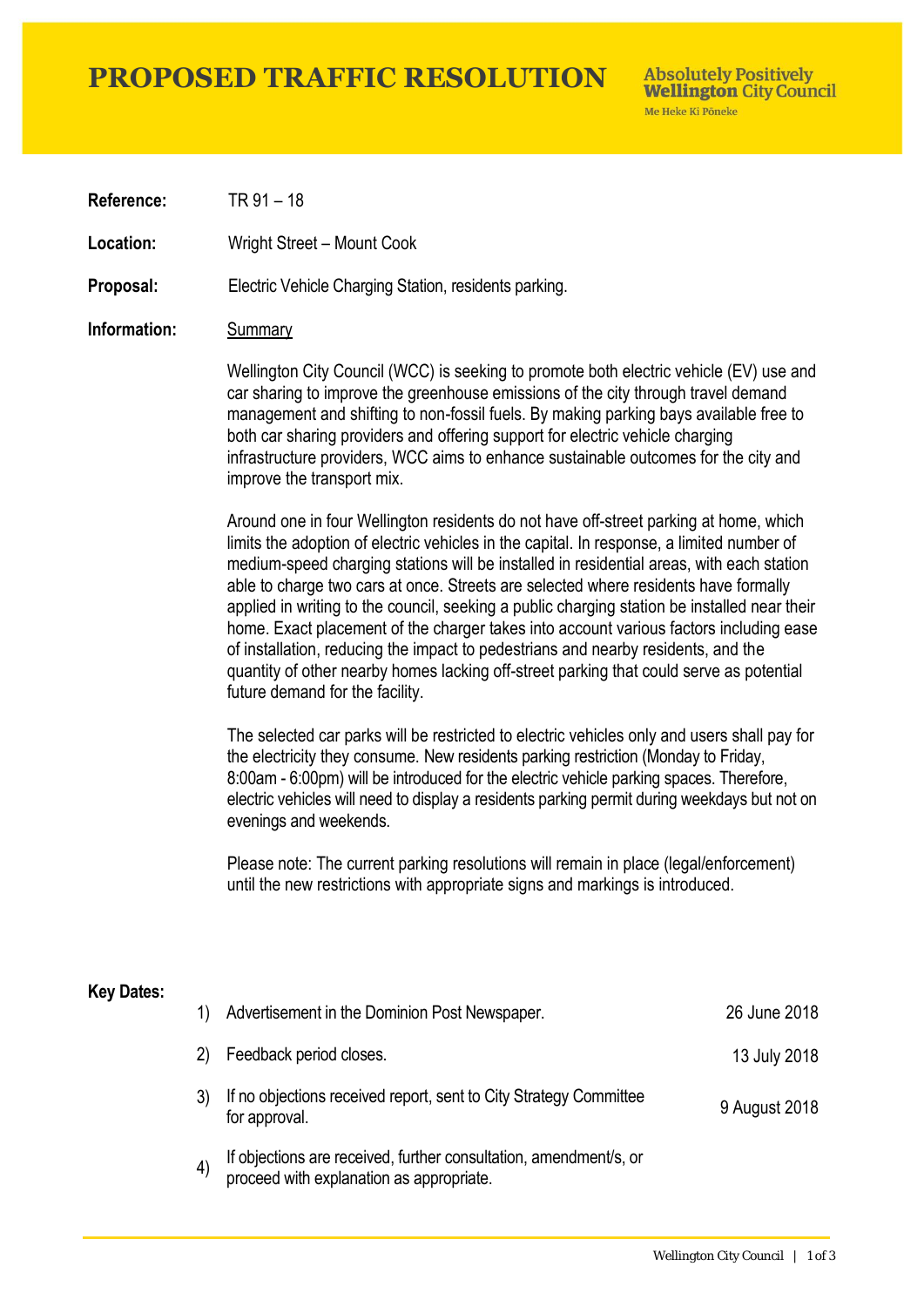# PROPOSED TRAFFIC RESOLUTION

Absolutely Positively **Wellington** City Council
Me Heke Ki Pōneke

**Reference:** TR 91 – 18

**Location:** Wright Street – Mount Cook

**Proposal:** Electric Vehicle Charging Station, residents parking.

**Information:** Summary

Wellington City Council (WCC) is seeking to promote both electric vehicle (EV) use and car sharing to improve the greenhouse emissions of the city through travel demand management and shifting to non-fossil fuels. By making parking bays available free to both car sharing providers and offering support for electric vehicle charging infrastructure providers, WCC aims to enhance sustainable outcomes for the city and improve the transport mix.

Around one in four Wellington residents do not have off-street parking at home, which limits the adoption of electric vehicles in the capital. In response, a limited number of medium-speed charging stations will be installed in residential areas, with each station able to charge two cars at once. Streets are selected where residents have formally applied in writing to the council, seeking a public charging station be installed near their home. Exact placement of the charger takes into account various factors including ease of installation, reducing the impact to pedestrians and nearby residents, and the quantity of other nearby homes lacking off-street parking that could serve as potential future demand for the facility.

The selected car parks will be restricted to electric vehicles only and users shall pay for the electricity they consume. New residents parking restriction (Monday to Friday, 8:00am - 6:00pm) will be introduced for the electric vehicle parking spaces. Therefore, electric vehicles will need to display a residents parking permit during weekdays but not on evenings and weekends.

Please note: The current parking resolutions will remain in place (legal/enforcement) until the new restrictions with appropriate signs and markings is introduced.

**Key Dates:**

| | | |
|---|---|---|
| 1) | Advertisement in the Dominion Post Newspaper. | 26 June 2018 |
| 2) | Feedback period closes. | 13 July 2018 |
| 3) | If no objections received report, sent to City Strategy Committee for approval. | 9 August 2018 |
| 4) | If objections are received, further consultation, amendment/s, or proceed with explanation as appropriate. | |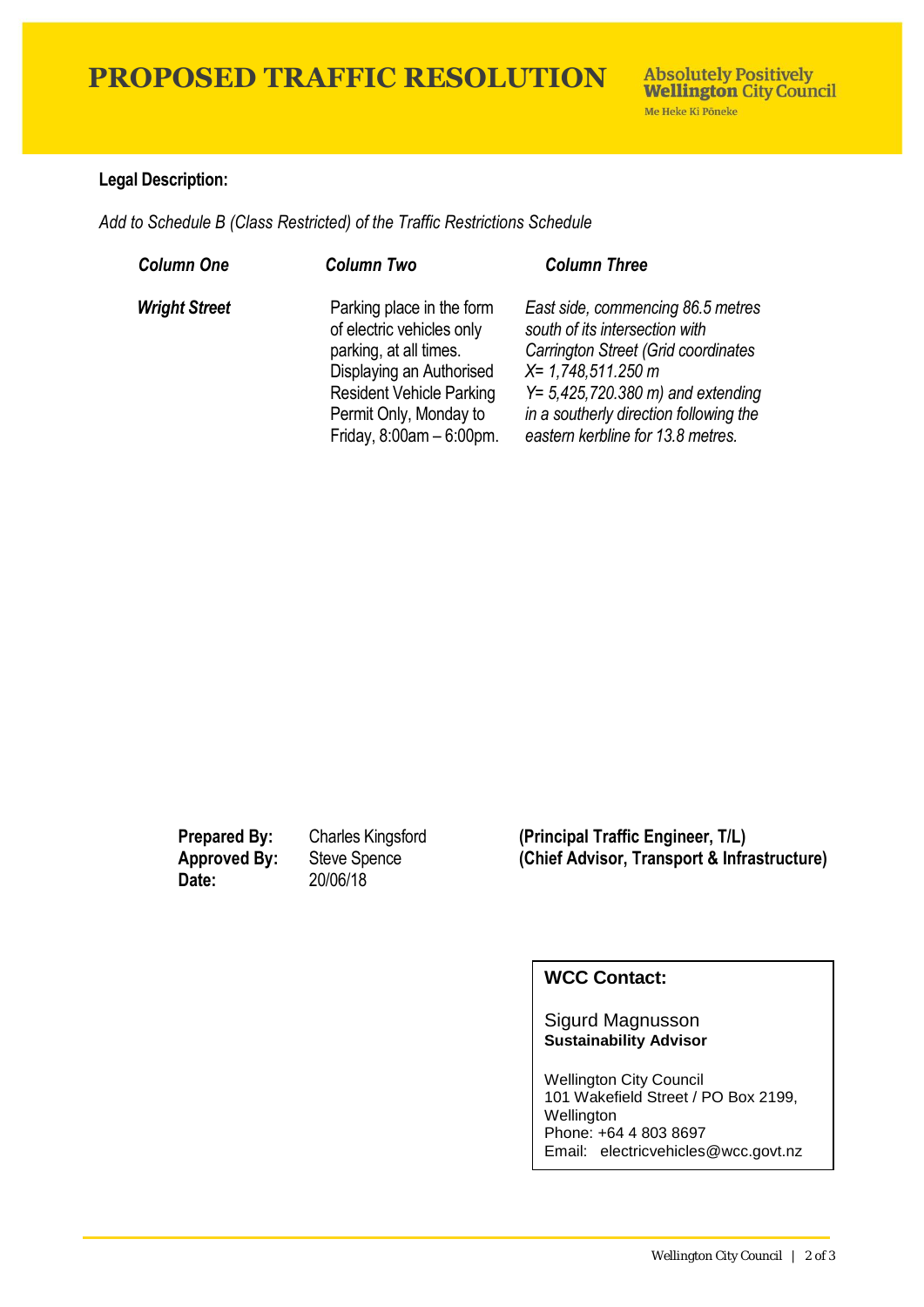# PROPOSED TRAFFIC RESOLUTION

**Absolutely Positively Wellington City Council**
Me Heke Ki Pōneke

**Legal Description:**

*Add to Schedule B (Class Restricted) of the Traffic Restrictions Schedule*

| *Column One* | *Column Two* | *Column Three* |
|---|---|---|
| ***Wright Street*** | Parking place in the form of electric vehicles only parking, at all times. Displaying an Authorised Resident Vehicle Parking Permit Only, Monday to Friday, 8:00am – 6:00pm. | *East side, commencing 86.5 metres south of its intersection with Carrington Street (Grid coordinates X= 1,748,511.250 m Y= 5,425,720.380 m) and extending in a southerly direction following the eastern kerbline for 13.8 metres.* |

| | | |
|---|---|---|
| **Prepared By:** | Charles Kingsford | **(Principal Traffic Engineer, T/L)** |
| **Approved By:** | Steve Spence | **(Chief Advisor, Transport & Infrastructure)** |
| **Date:** | 20/06/18 | |

**WCC Contact:**

Sigurd Magnusson
**Sustainability Advisor**

Wellington City Council
101 Wakefield Street / PO Box 2199,
Wellington
Phone: +64 4 803 8697
Email: electricvehicles@wcc.govt.nz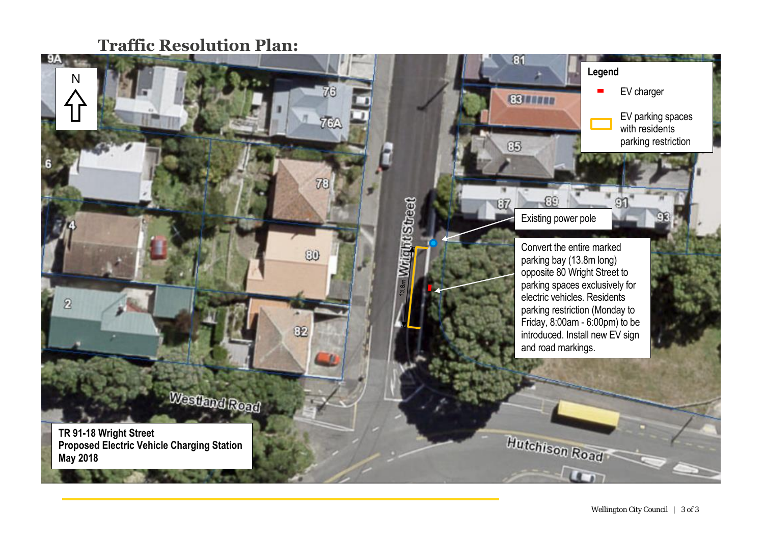## Traffic Resolution Plan:

N

**Legend**

EV charger

EV parking spaces with residents parking restriction

Existing power pole

Convert the entire marked parking bay (13.8m long) opposite 80 Wright Street to parking spaces exclusively for electric vehicles. Residents parking restriction (Monday to Friday, 8:00am - 6:00pm) to be introduced. Install new EV sign and road markings.

13.8m

Wright Street

Westland Road

Hutchison Road

9A, 76, 76A, 78, 80, 82, 6, 4, 2, 81, 83, 85, 87, 89, 91, 93

**TR 91-18 Wright Street**
**Proposed Electric Vehicle Charging Station**
**May 2018**